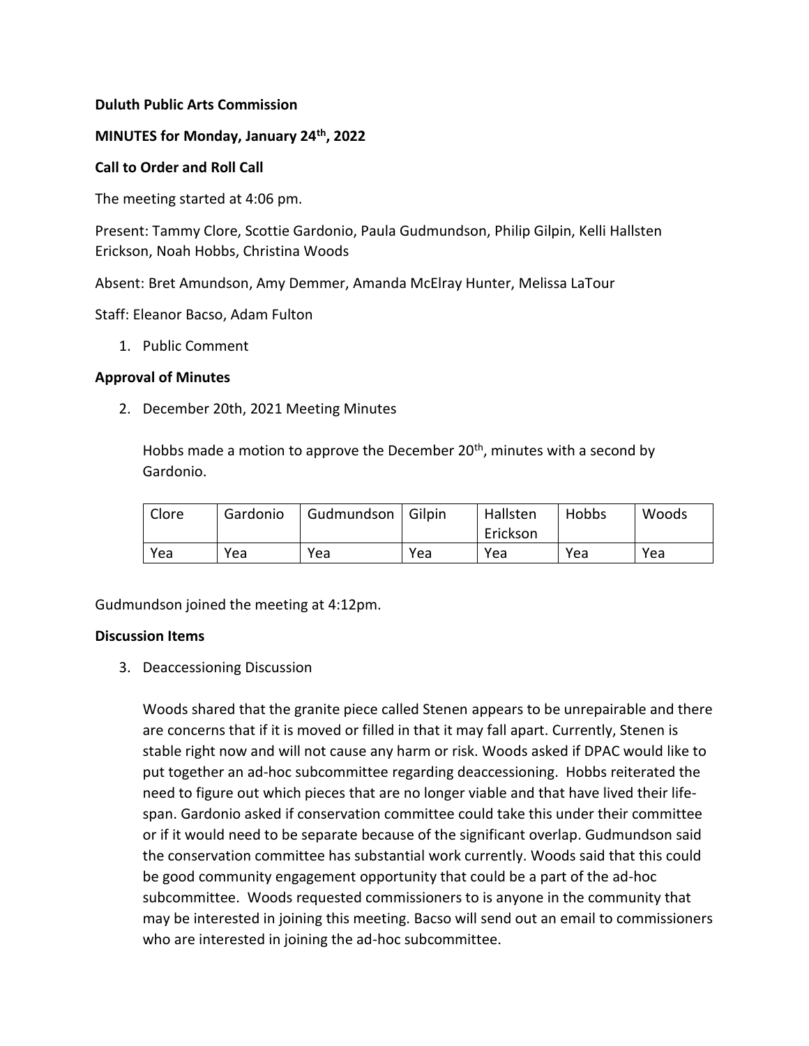**Duluth Public Arts Commission**

**MINUTES for Monday, January 24th, 2022**

**Call to Order and Roll Call**

The meeting started at 4:06 pm.

Present: Tammy Clore, Scottie Gardonio, Paula Gudmundson, Philip Gilpin, Kelli Hallsten Erickson, Noah Hobbs, Christina Woods

Absent: Bret Amundson, Amy Demmer, Amanda McElray Hunter, Melissa LaTour

Staff: Eleanor Bacso, Adam Fulton

1. Public Comment

**Approval of Minutes**

2. December 20th, 2021 Meeting Minutes

   Hobbs made a motion to approve the December 20th, minutes with a second by Gardonio.

| Clore | Gardonio | Gudmundson | Gilpin | Hallsten Erickson | Hobbs | Woods |
|---|---|---|---|---|---|---|
| Yea | Yea | Yea | Yea | Yea | Yea | Yea |

Gudmundson joined the meeting at 4:12pm.

**Discussion Items**

3. Deaccessioning Discussion

   Woods shared that the granite piece called Stenen appears to be unrepairable and there are concerns that if it is moved or filled in that it may fall apart. Currently, Stenen is stable right now and will not cause any harm or risk. Woods asked if DPAC would like to put together an ad-hoc subcommittee regarding deaccessioning. Hobbs reiterated the need to figure out which pieces that are no longer viable and that have lived their life-span. Gardonio asked if conservation committee could take this under their committee or if it would need to be separate because of the significant overlap. Gudmundson said the conservation committee has substantial work currently. Woods said that this could be good community engagement opportunity that could be a part of the ad-hoc subcommittee. Woods requested commissioners to is anyone in the community that may be interested in joining this meeting. Bacso will send out an email to commissioners who are interested in joining the ad-hoc subcommittee.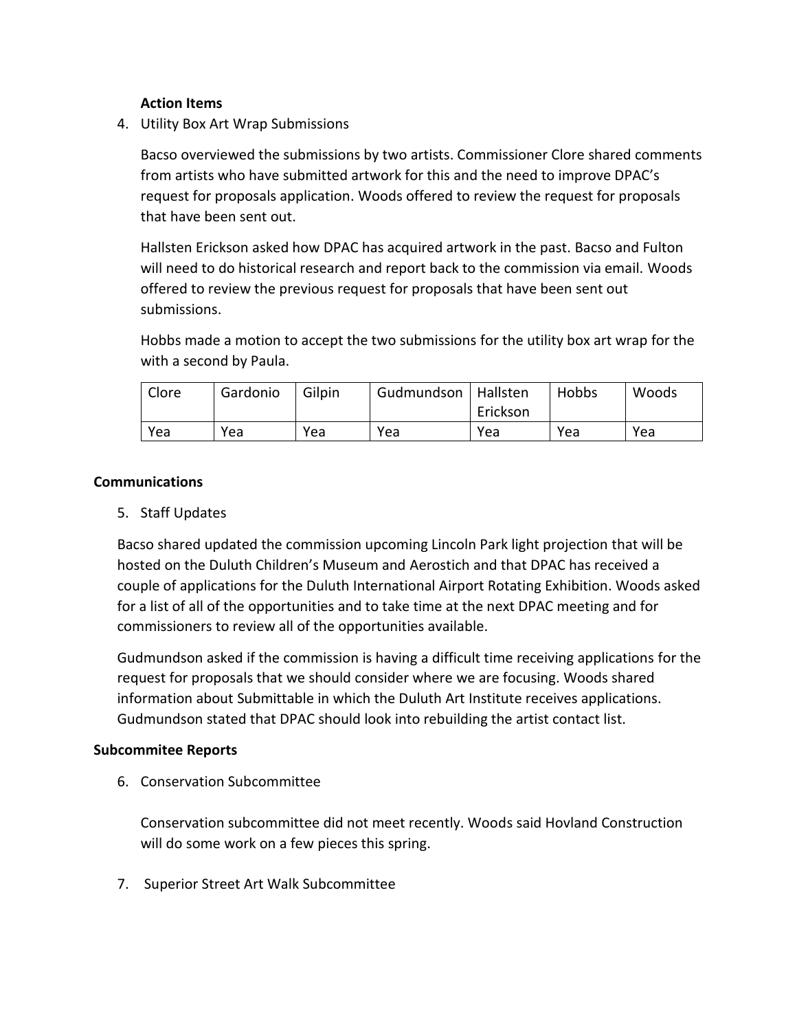**Action Items**

4. Utility Box Art Wrap Submissions

   Bacso overviewed the submissions by two artists. Commissioner Clore shared comments from artists who have submitted artwork for this and the need to improve DPAC's request for proposals application. Woods offered to review the request for proposals that have been sent out.

   Hallsten Erickson asked how DPAC has acquired artwork in the past. Bacso and Fulton will need to do historical research and report back to the commission via email. Woods offered to review the previous request for proposals that have been sent out submissions.

   Hobbs made a motion to accept the two submissions for the utility box art wrap for the with a second by Paula.

| Clore | Gardonio | Gilpin | Gudmundson | Hallsten Erickson | Hobbs | Woods |
|---|---|---|---|---|---|---|
| Yea | Yea | Yea | Yea | Yea | Yea | Yea |

**Communications**

5. Staff Updates

Bacso shared updated the commission upcoming Lincoln Park light projection that will be hosted on the Duluth Children's Museum and Aerostich and that DPAC has received a couple of applications for the Duluth International Airport Rotating Exhibition. Woods asked for a list of all of the opportunities and to take time at the next DPAC meeting and for commissioners to review all of the opportunities available.

Gudmundson asked if the commission is having a difficult time receiving applications for the request for proposals that we should consider where we are focusing. Woods shared information about Submittable in which the Duluth Art Institute receives applications. Gudmundson stated that DPAC should look into rebuilding the artist contact list.

**Subcommitee Reports**

6. Conservation Subcommittee

   Conservation subcommittee did not meet recently. Woods said Hovland Construction will do some work on a few pieces this spring.

7. Superior Street Art Walk Subcommittee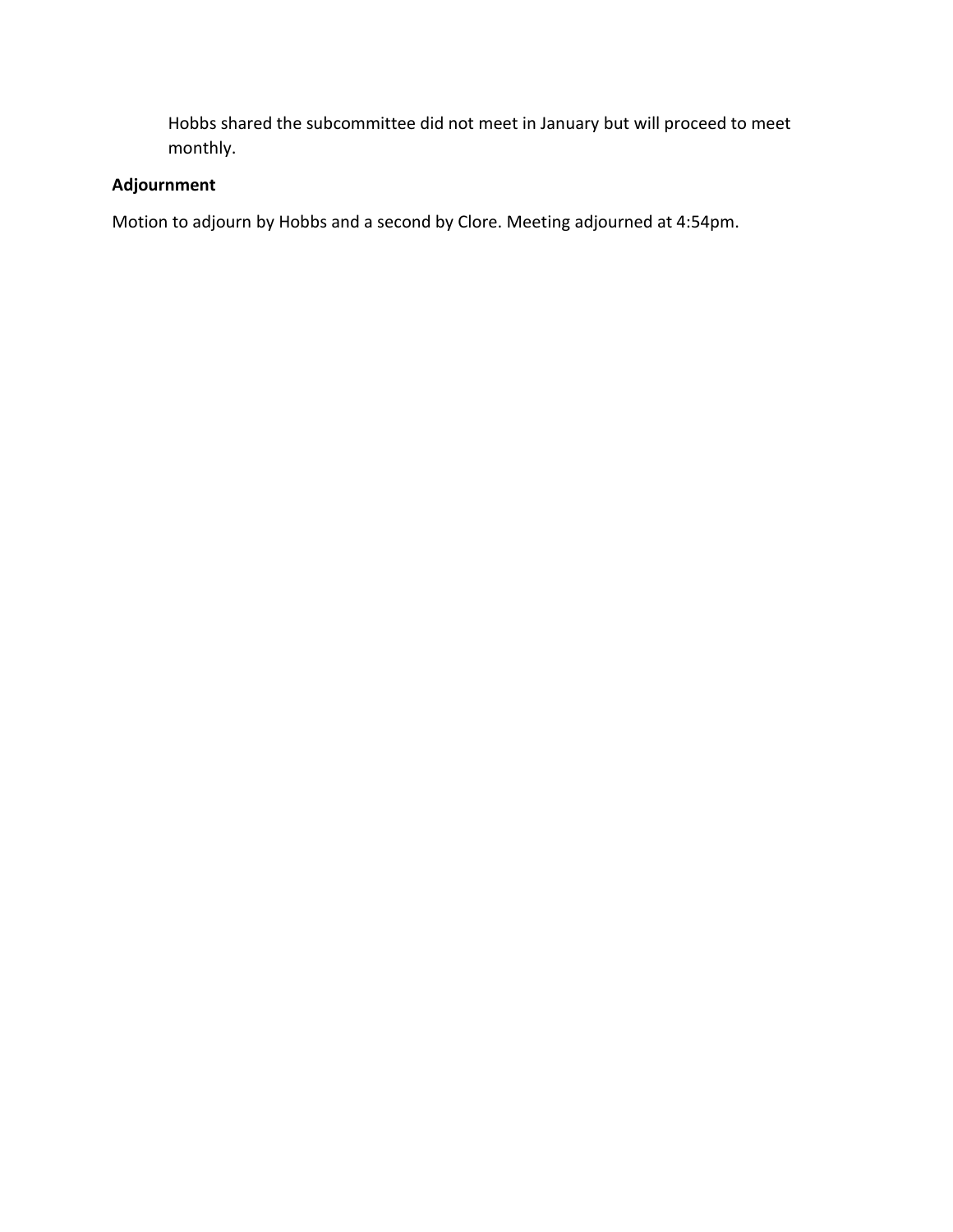Hobbs shared the subcommittee did not meet in January but will proceed to meet monthly.

**Adjournment**

Motion to adjourn by Hobbs and a second by Clore. Meeting adjourned at 4:54pm.